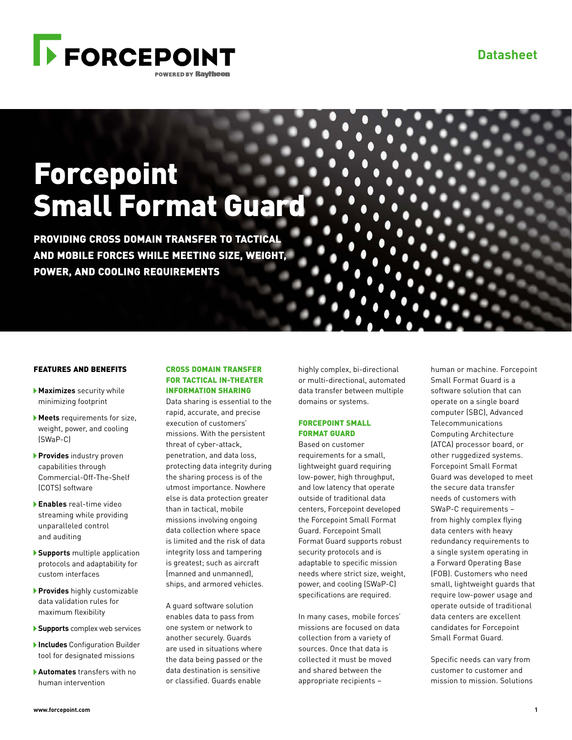FORCEPOINT

POWERED BY Raytheon

Datasheet

# Forcepoint Small Format Guard

**PROVIDING CROSS DOMAIN TRANSFER TO TACTICAL AND MOBILE FORCES WHILE MEETING SIZE, WEIGHT, POWER, AND COOLING REQUIREMENTS**

## FEATURES AND BENEFITS

- **Maximizes** security while minimizing footprint
- **Meets** requirements for size, weight, power, and cooling (SWaP-C)
- **Provides** industry proven capabilities through Commercial-Off-The-Shelf (COTS) software
- **Enables** real-time video streaming while providing unparalleled control and auditing
- **Supports** multiple application protocols and adaptability for custom interfaces
- **Provides** highly customizable data validation rules for maximum flexibility
- **Supports** complex web services
- **Includes** Configuration Builder tool for designated missions
- **Automates** transfers with no human intervention

## CROSS DOMAIN TRANSFER FOR TACTICAL IN-THEATER INFORMATION SHARING

Data sharing is essential to the rapid, accurate, and precise execution of customers' missions. With the persistent threat of cyber-attack, penetration, and data loss, protecting data integrity during the sharing process is of the utmost importance. Nowhere else is data protection greater than in tactical, mobile missions involving ongoing data collection where space is limited and the risk of data integrity loss and tampering is greatest; such as aircraft (manned and unmanned), ships, and armored vehicles.

A guard software solution enables data to pass from one system or network to another securely. Guards are used in situations where the data being passed or the data destination is sensitive or classified. Guards enable highly complex, bi-directional or multi-directional, automated data transfer between multiple domains or systems.

## FORCEPOINT SMALL FORMAT GUARD

Based on customer requirements for a small, lightweight guard requiring low-power, high throughput, and low latency that operate outside of traditional data centers, Forcepoint developed the Forcepoint Small Format Guard. Forcepoint Small Format Guard supports robust security protocols and is adaptable to specific mission needs where strict size, weight, power, and cooling (SWaP-C) specifications are required.

In many cases, mobile forces' missions are focused on data collection from a variety of sources. Once that data is collected it must be moved and shared between the appropriate recipients – human or machine. Forcepoint Small Format Guard is a software solution that can operate on a single board computer (SBC), Advanced Telecommunications Computing Architecture (ATCA) processor board, or other ruggedized systems. Forcepoint Small Format Guard was developed to meet the secure data transfer needs of customers with SWaP-C requirements – from highly complex flying data centers with heavy redundancy requirements to a single system operating in a Forward Operating Base (FOB). Customers who need small, lightweight guards that require low-power usage and operate outside of traditional data centers are excellent candidates for Forcepoint Small Format Guard.

Specific needs can vary from customer to customer and mission to mission. Solutions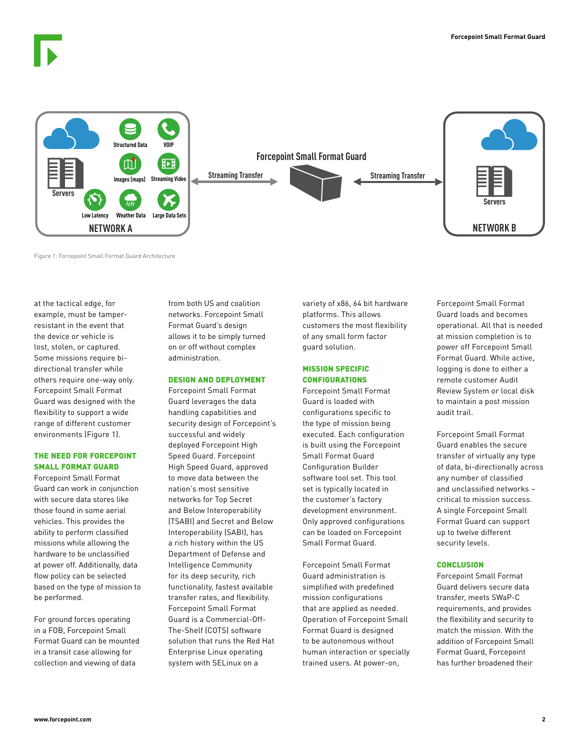Figure 1: Forcepoint Small Format Guard Architecture

at the tactical edge, for example, must be tamper-resistant in the event that the device or vehicle is lost, stolen, or captured. Some missions require bi-directional transfer while others require one-way only. Forcepoint Small Format Guard was designed with the flexibility to support a wide range of different customer environments (Figure 1).

## THE NEED FOR FORCEPOINT SMALL FORMAT GUARD

Forcepoint Small Format Guard can work in conjunction with secure data stores like those found in some aerial vehicles. This provides the ability to perform classified missions while allowing the hardware to be unclassified at power off. Additionally, data flow policy can be selected based on the type of mission to be performed.

For ground forces operating in a FOB, Forcepoint Small Format Guard can be mounted in a transit case allowing for collection and viewing of data from both US and coalition networks. Forcepoint Small Format Guard's design allows it to be simply turned on or off without complex administration.

## DESIGN AND DEPLOYMENT

Forcepoint Small Format Guard leverages the data handling capabilities and security design of Forcepoint's successful and widely deployed Forcepoint High Speed Guard. Forcepoint High Speed Guard, approved to move data between the nation's most sensitive networks for Top Secret and Below Interoperability (TSABI) and Secret and Below Interoperability (SABI), has a rich history within the US Department of Defense and Intelligence Community for its deep security, rich functionality, fastest available transfer rates, and flexibility. Forcepoint Small Format Guard is a Commercial-Off-The-Shelf (COTS) software solution that runs the Red Hat Enterprise Linux operating system with SELinux on a variety of x86, 64 bit hardware platforms. This allows customers the most flexibility of any small form factor guard solution.

## MISSION SPECIFIC CONFIGURATIONS

Forcepoint Small Format Guard is loaded with configurations specific to the type of mission being executed. Each configuration is built using the Forcepoint Small Format Guard Configuration Builder software tool set. This tool set is typically located in the customer's factory development environment. Only approved configurations can be loaded on Forcepoint Small Format Guard.

Forcepoint Small Format Guard administration is simplified with predefined mission configurations that are applied as needed. Operation of Forcepoint Small Format Guard is designed to be autonomous without human interaction or specially trained users. At power-on, Forcepoint Small Format Guard loads and becomes operational. All that is needed at mission completion is to power off Forcepoint Small Format Guard. While active, logging is done to either a remote customer Audit Review System or local disk to maintain a post mission audit trail.

Forcepoint Small Format Guard enables the secure transfer of virtually any type of data, bi-directionally across any number of classified and unclassified networks – critical to mission success. A single Forcepoint Small Format Guard can support up to twelve different security levels.

## CONCLUSION

Forcepoint Small Format Guard delivers secure data transfer, meets SWaP-C requirements, and provides the flexibility and security to match the mission. With the addition of Forcepoint Small Format Guard, Forcepoint has further broadened their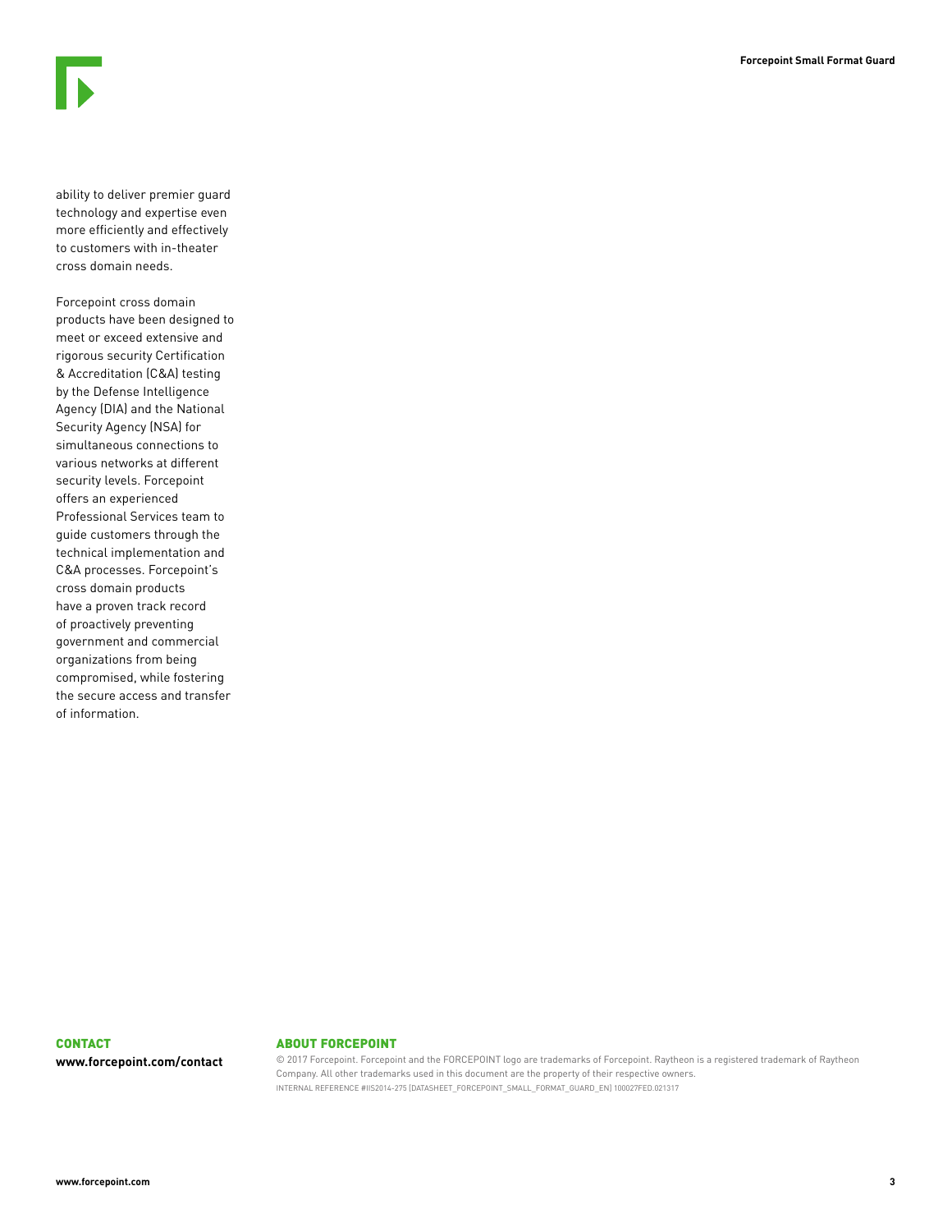ability to deliver premier guard technology and expertise even more efficiently and effectively to customers with in-theater cross domain needs.

Forcepoint cross domain products have been designed to meet or exceed extensive and rigorous security Certification & Accreditation (C&A) testing by the Defense Intelligence Agency (DIA) and the National Security Agency (NSA) for simultaneous connections to various networks at different security levels. Forcepoint offers an experienced Professional Services team to guide customers through the technical implementation and C&A processes. Forcepoint's cross domain products have a proven track record of proactively preventing government and commercial organizations from being compromised, while fostering the secure access and transfer of information.

## CONTACT

**www.forcepoint.com/contact**

## ABOUT FORCEPOINT

© 2017 Forcepoint. Forcepoint and the FORCEPOINT logo are trademarks of Forcepoint. Raytheon is a registered trademark of Raytheon Company. All other trademarks used in this document are the property of their respective owners.

INTERNAL REFERENCE #IIS2014-275 [DATASHEET_FORCEPOINT_SMALL_FORMAT_GUARD_EN] 100027FED.021317